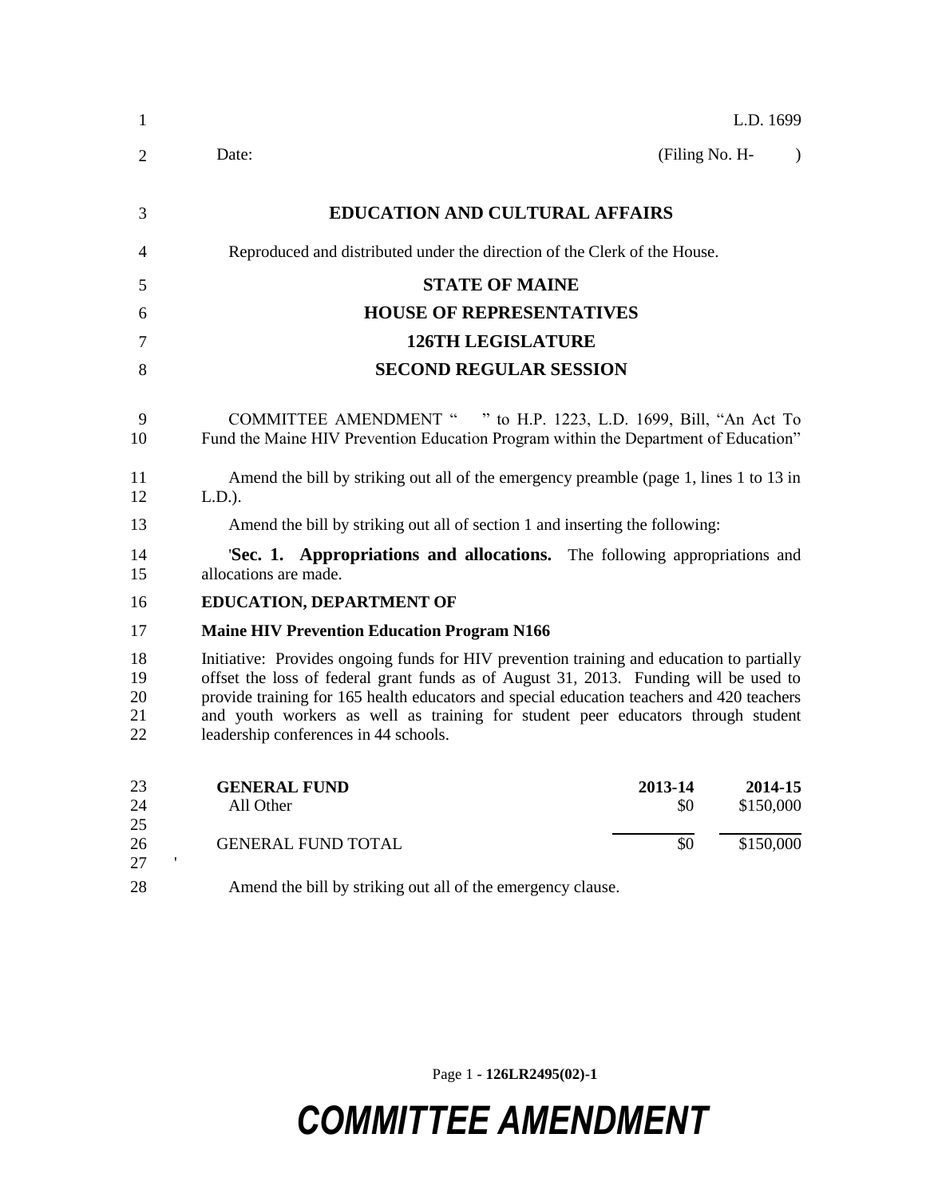L.D. 1699

Date: (Filing No. H- )

**EDUCATION AND CULTURAL AFFAIRS**

Reproduced and distributed under the direction of the Clerk of the House.

**STATE OF MAINE**

**HOUSE OF REPRESENTATIVES**

**126TH LEGISLATURE**

**SECOND REGULAR SESSION**

COMMITTEE AMENDMENT " " to H.P. 1223, L.D. 1699, Bill, "An Act To Fund the Maine HIV Prevention Education Program within the Department of Education"

Amend the bill by striking out all of the emergency preamble (page 1, lines 1 to 13 in L.D.).

Amend the bill by striking out all of section 1 and inserting the following:

'**Sec. 1. Appropriations and allocations.** The following appropriations and allocations are made.

**EDUCATION, DEPARTMENT OF**

**Maine HIV Prevention Education Program N166**

Initiative: Provides ongoing funds for HIV prevention training and education to partially offset the loss of federal grant funds as of August 31, 2013. Funding will be used to provide training for 165 health educators and special education teachers and 420 teachers and youth workers as well as training for student peer educators through student leadership conferences in 44 schools.

| GENERAL FUND | 2013-14 | 2014-15 |
|---|---|---|
| All Other | $0 | $150,000 |
| | | |
| GENERAL FUND TOTAL | $0 | $150,000 |

'

Amend the bill by striking out all of the emergency clause.

# COMMITTEE AMENDMENT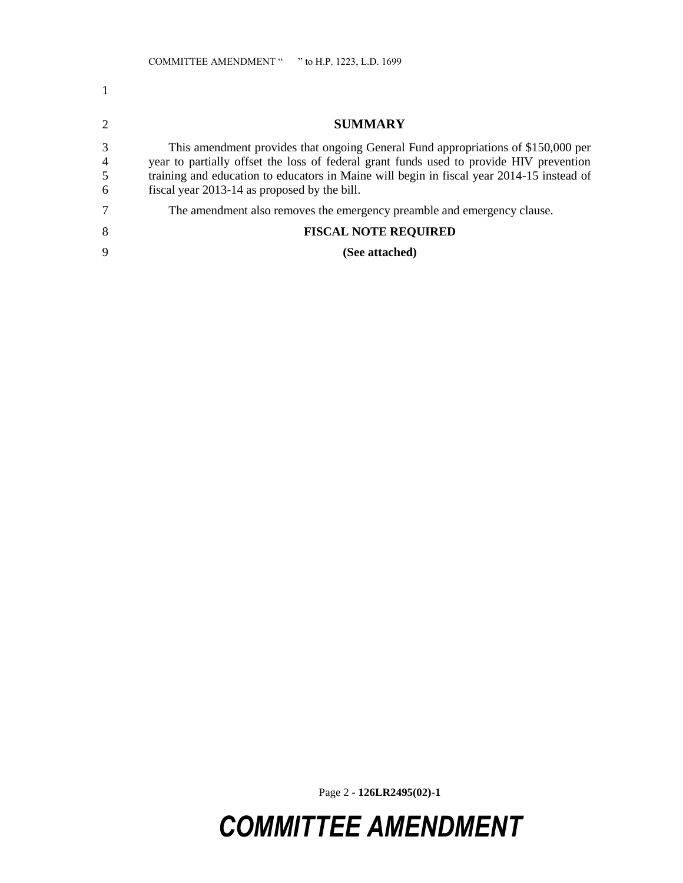## SUMMARY

This amendment provides that ongoing General Fund appropriations of $150,000 per year to partially offset the loss of federal grant funds used to provide HIV prevention training and education to educators in Maine will begin in fiscal year 2014-15 instead of fiscal year 2013-14 as proposed by the bill.

The amendment also removes the emergency preamble and emergency clause.

**FISCAL NOTE REQUIRED**

**(See attached)**